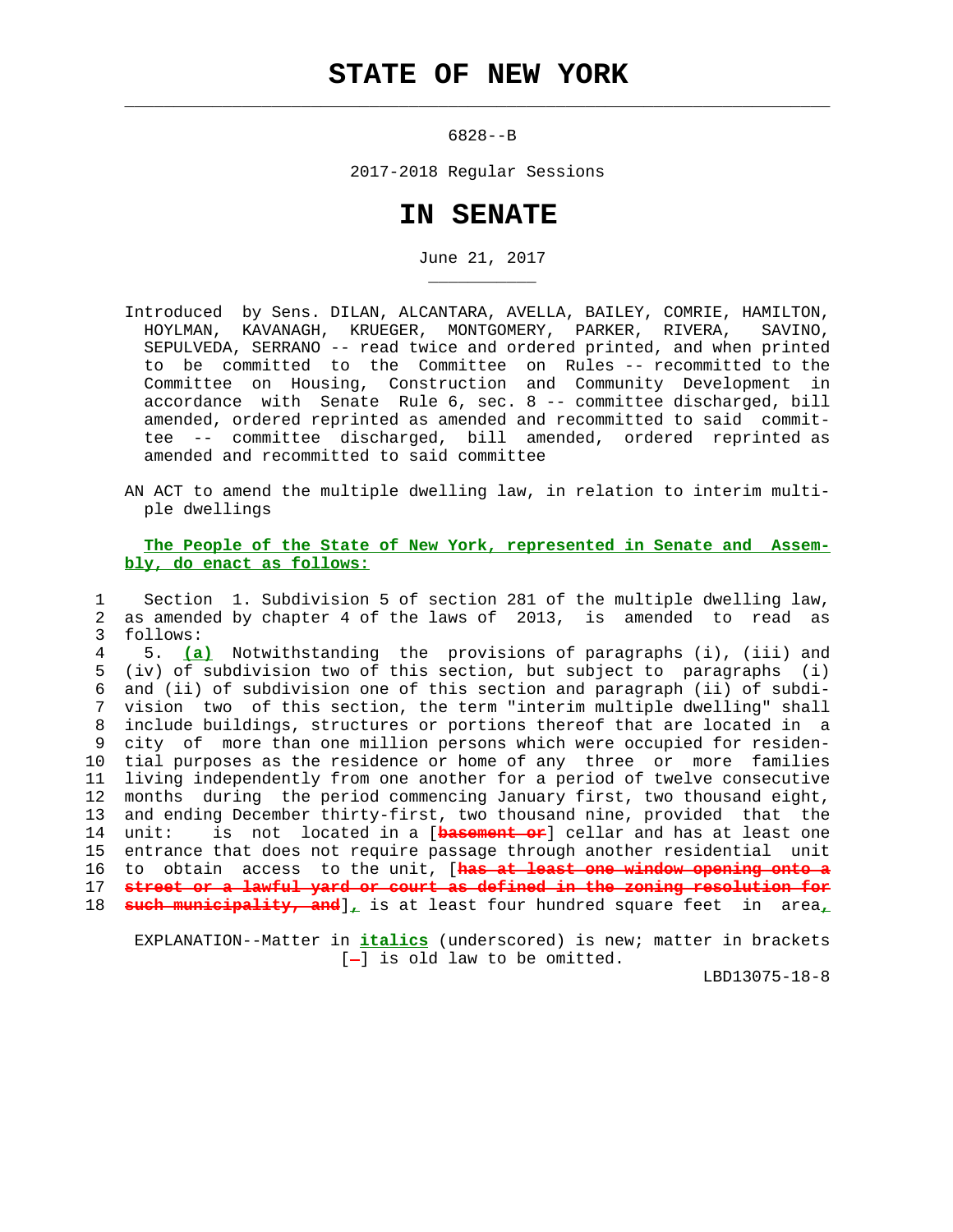# STATE OF NEW YORK

6828--B

2017-2018 Regular Sessions

# IN SENATE

June 21, 2017

Introduced by Sens. DILAN, ALCANTARA, AVELLA, BAILEY, COMRIE, HAMILTON, HOYLMAN, KAVANAGH, KRUEGER, MONTGOMERY, PARKER, RIVERA, SAVINO, SEPULVEDA, SERRANO -- read twice and ordered printed, and when printed to be committed to the Committee on Rules -- recommitted to the Committee on Housing, Construction and Community Development in accordance with Senate Rule 6, sec. 8 -- committee discharged, bill amended, ordered reprinted as amended and recommitted to said committee -- committee discharged, bill amended, ordered reprinted as amended and recommitted to said committee

AN ACT to amend the multiple dwelling law, in relation to interim multiple dwellings

**The People of the State of New York, represented in Senate and Assembly, do enact as follows:**

1 Section 1. Subdivision 5 of section 281 of the multiple dwelling law,
2 as amended by chapter 4 of the laws of 2013, is amended to read as
3 follows:
4 5. ***(a)*** Notwithstanding the provisions of paragraphs (i), (iii) and
5 (iv) of subdivision two of this section, but subject to paragraphs (i)
6 and (ii) of subdivision one of this section and paragraph (ii) of subdi-
7 vision two of this section, the term "interim multiple dwelling" shall
8 include buildings, structures or portions thereof that are located in a
9 city of more than one million persons which were occupied for residen-
10 tial purposes as the residence or home of any three or more families
11 living independently from one another for a period of twelve consecutive
12 months during the period commencing January first, two thousand eight,
13 and ending December thirty-first, two thousand nine, provided that the
14 unit: is not located in a [~~basement or~~] cellar and has at least one
15 entrance that does not require passage through another residential unit
16 to obtain access to the unit, [~~has at least one window opening onto a~~
17 ~~street or a lawful yard or court as defined in the zoning resolution for~~
18 ~~such municipality, and~~]***,*** is at least four hundred square feet in area***,***

EXPLANATION--Matter in ***italics*** (underscored) is new; matter in brackets [~~-~~] is old law to be omitted.

LBD13075-18-8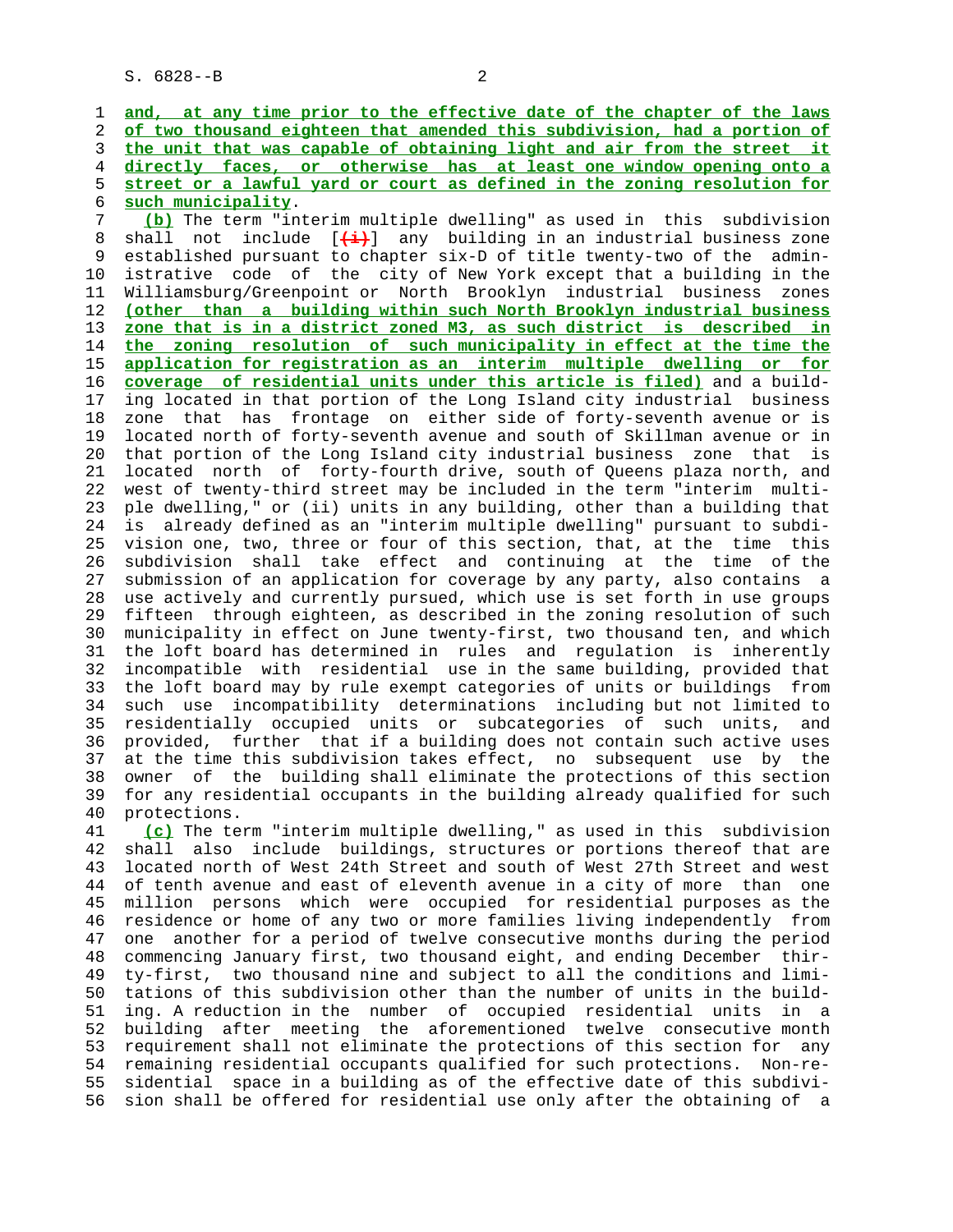and, at any time prior to the effective date of the chapter of the laws of two thousand eighteen that amended this subdivision, had a portion of the unit that was capable of obtaining light and air from the street it directly faces, or otherwise has at least one window opening onto a street or a lawful yard or court as defined in the zoning resolution for such municipality.

(b) The term "interim multiple dwelling" as used in this subdivision shall not include [(i)] any building in an industrial business zone established pursuant to chapter six-D of title twenty-two of the administrative code of the city of New York except that a building in the Williamsburg/Greenpoint or North Brooklyn industrial business zones (other than a building within such North Brooklyn industrial business zone that is in a district zoned M3, as such district is described in the zoning resolution of such municipality in effect at the time the application for registration as an interim multiple dwelling or for coverage of residential units under this article is filed) and a building located in that portion of the Long Island city industrial business zone that has frontage on either side of forty-seventh avenue or is located north of forty-seventh avenue and south of Skillman avenue or in that portion of the Long Island city industrial business zone that is located north of forty-fourth drive, south of Queens plaza north, and west of twenty-third street may be included in the term "interim multiple dwelling," or (ii) units in any building, other than a building that is already defined as an "interim multiple dwelling" pursuant to subdivision one, two, three or four of this section, that, at the time this subdivision shall take effect and continuing at the time of the submission of an application for coverage by any party, also contains a use actively and currently pursued, which use is set forth in use groups fifteen through eighteen, as described in the zoning resolution of such municipality in effect on June twenty-first, two thousand ten, and which the loft board has determined in rules and regulation is inherently incompatible with residential use in the same building, provided that the loft board may by rule exempt categories of units or buildings from such use incompatibility determinations including but not limited to residentially occupied units or subcategories of such units, and provided, further that if a building does not contain such active uses at the time this subdivision takes effect, no subsequent use by the owner of the building shall eliminate the protections of this section for any residential occupants in the building already qualified for such protections.

(c) The term "interim multiple dwelling," as used in this subdivision shall also include buildings, structures or portions thereof that are located north of West 24th Street and south of West 27th Street and west of tenth avenue and east of eleventh avenue in a city of more than one million persons which were occupied for residential purposes as the residence or home of any two or more families living independently from one another for a period of twelve consecutive months during the period commencing January first, two thousand eight, and ending December thirty-first, two thousand nine and subject to all the conditions and limitations of this subdivision other than the number of units in the building. A reduction in the number of occupied residential units in a building after meeting the aforementioned twelve consecutive month requirement shall not eliminate the protections of this section for any remaining residential occupants qualified for such protections. Non-residential space in a building as of the effective date of this subdivision shall be offered for residential use only after the obtaining of a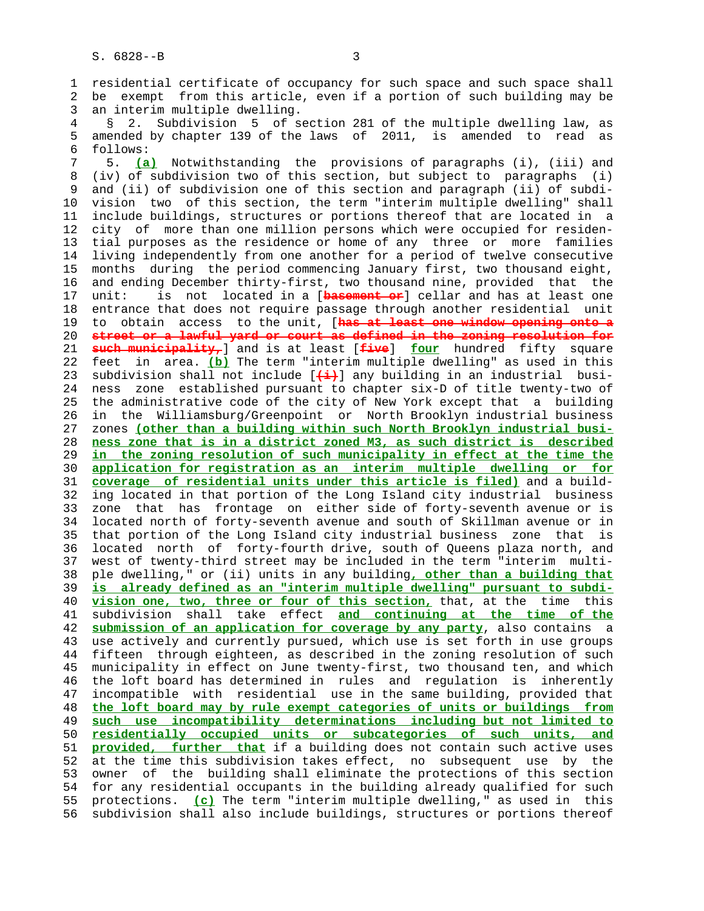residential certificate of occupancy for such space and such space shall be exempt from this article, even if a portion of such building may be an interim multiple dwelling.

§ 2. Subdivision 5 of section 281 of the multiple dwelling law, as amended by chapter 139 of the laws of 2011, is amended to read as follows:

5. **(a)** Notwithstanding the provisions of paragraphs (i), (iii) and (iv) of subdivision two of this section, but subject to paragraphs (i) and (ii) of subdivision one of this section and paragraph (ii) of subdivision two of this section, the term "interim multiple dwelling" shall include buildings, structures or portions thereof that are located in a city of more than one million persons which were occupied for residential purposes as the residence or home of any three or more families living independently from one another for a period of twelve consecutive months during the period commencing January first, two thousand eight, and ending December thirty-first, two thousand nine, provided that the unit: is not located in a [~~basement or~~] cellar and has at least one entrance that does not require passage through another residential unit to obtain access to the unit, [~~has at least one window opening onto a street or a lawful yard or court as defined in the zoning resolution for such municipality,~~] and is at least [~~five~~] **four** hundred fifty square feet in area. **(b)** The term "interim multiple dwelling" as used in this subdivision shall not include [~~(i)~~] any building in an industrial business zone established pursuant to chapter six-D of title twenty-two of the administrative code of the city of New York except that a building in the Williamsburg/Greenpoint or North Brooklyn industrial business zones **(other than a building within such North Brooklyn industrial business zone that is in a district zoned M3, as such district is described in the zoning resolution of such municipality in effect at the time the application for registration as an interim multiple dwelling or for coverage of residential units under this article is filed)** and a building located in that portion of the Long Island city industrial business zone that has frontage on either side of forty-seventh avenue or is located north of forty-seventh avenue and south of Skillman avenue or in that portion of the Long Island city industrial business zone that is located north of forty-fourth drive, south of Queens plaza north, and west of twenty-third street may be included in the term "interim multiple dwelling," or (ii) units in any building**, other than a building that is already defined as an "interim multiple dwelling" pursuant to subdivision one, two, three or four of this section,** that, at the time this subdivision shall take effect **and continuing at the time of the submission of an application for coverage by any party**, also contains a use actively and currently pursued, which use is set forth in use groups fifteen through eighteen, as described in the zoning resolution of such municipality in effect on June twenty-first, two thousand ten, and which the loft board has determined in rules and regulation is inherently incompatible with residential use in the same building, provided that **the loft board may by rule exempt categories of units or buildings from such use incompatibility determinations including but not limited to residentially occupied units or subcategories of such units, and provided, further that** if a building does not contain such active uses at the time this subdivision takes effect, no subsequent use by the owner of the building shall eliminate the protections of this section for any residential occupants in the building already qualified for such protections. **(c)** The term "interim multiple dwelling," as used in this subdivision shall also include buildings, structures or portions thereof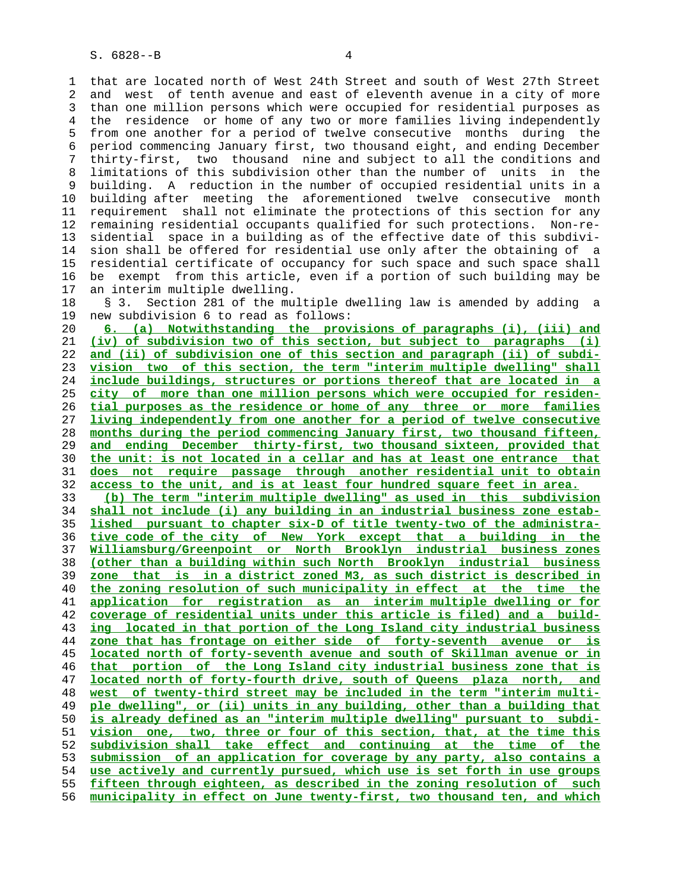that are located north of West 24th Street and south of West 27th Street and west of tenth avenue and east of eleventh avenue in a city of more than one million persons which were occupied for residential purposes as the residence or home of any two or more families living independently from one another for a period of twelve consecutive months during the period commencing January first, two thousand eight, and ending December thirty-first, two thousand nine and subject to all the conditions and limitations of this subdivision other than the number of units in the building. A reduction in the number of occupied residential units in a building after meeting the aforementioned twelve consecutive month requirement shall not eliminate the protections of this section for any remaining residential occupants qualified for such protections. Non-residential space in a building as of the effective date of this subdivision shall be offered for residential use only after the obtaining of a residential certificate of occupancy for such space and such space shall be exempt from this article, even if a portion of such building may be an interim multiple dwelling.

§ 3. Section 281 of the multiple dwelling law is amended by adding a new subdivision 6 to read as follows:

6. (a) Notwithstanding the provisions of paragraphs (i), (iii) and (iv) of subdivision two of this section, but subject to paragraphs (i) and (ii) of subdivision one of this section and paragraph (ii) of subdivision two of this section, the term "interim multiple dwelling" shall include buildings, structures or portions thereof that are located in a city of more than one million persons which were occupied for residential purposes as the residence or home of any three or more families living independently from one another for a period of twelve consecutive months during the period commencing January first, two thousand fifteen, and ending December thirty-first, two thousand sixteen, provided that the unit: is not located in a cellar and has at least one entrance that does not require passage through another residential unit to obtain access to the unit, and is at least four hundred square feet in area.

(b) The term "interim multiple dwelling" as used in this subdivision shall not include (i) any building in an industrial business zone established pursuant to chapter six-D of title twenty-two of the administrative code of the city of New York except that a building in the Williamsburg/Greenpoint or North Brooklyn industrial business zones (other than a building within such North Brooklyn industrial business zone that is in a district zoned M3, as such district is described in the zoning resolution of such municipality in effect at the time the application for registration as an interim multiple dwelling or for coverage of residential units under this article is filed) and a building located in that portion of the Long Island city industrial business zone that has frontage on either side of forty-seventh avenue or is located north of forty-seventh avenue and south of Skillman avenue or in that portion of the Long Island city industrial business zone that is located north of forty-fourth drive, south of Queens plaza north, and west of twenty-third street may be included in the term "interim multiple dwelling", or (ii) units in any building, other than a building that is already defined as an "interim multiple dwelling" pursuant to subdivision one, two, three or four of this section, that, at the time this subdivision shall take effect and continuing at the time of the submission of an application for coverage by any party, also contains a use actively and currently pursued, which use is set forth in use groups fifteen through eighteen, as described in the zoning resolution of such municipality in effect on June twenty-first, two thousand ten, and which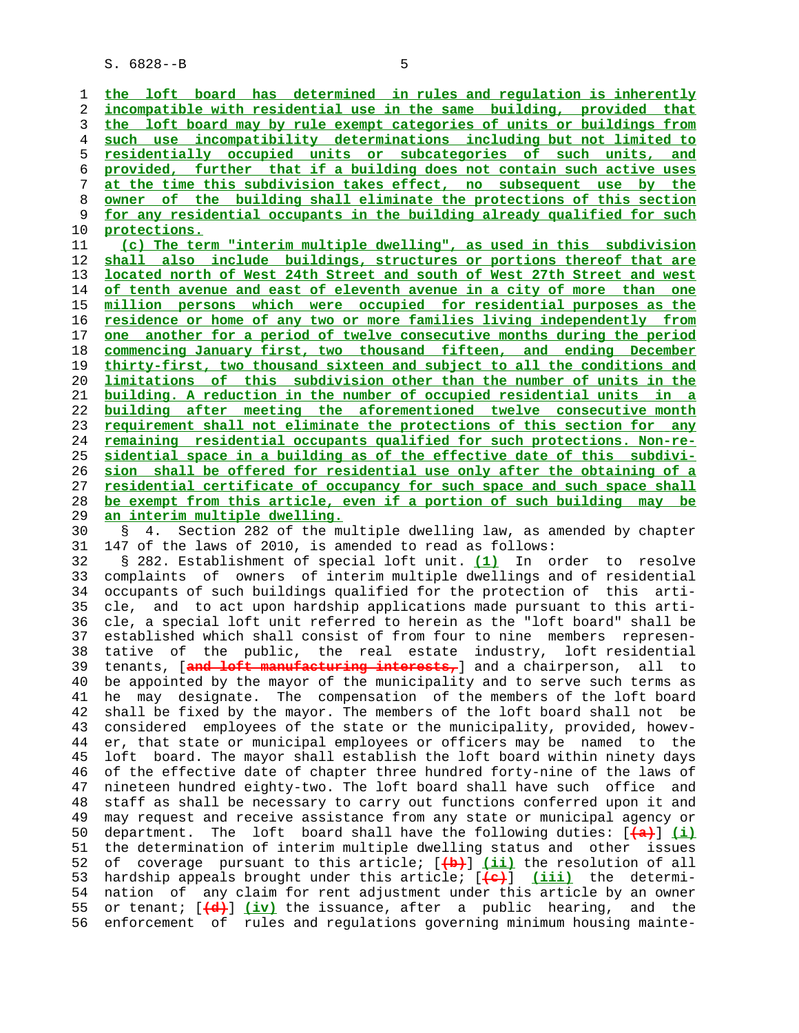the loft board has determined in rules and regulation is inherently incompatible with residential use in the same building, provided that the loft board may by rule exempt categories of units or buildings from such use incompatibility determinations including but not limited to residentially occupied units or subcategories of such units, and provided, further that if a building does not contain such active uses at the time this subdivision takes effect, no subsequent use by the owner of the building shall eliminate the protections of this section for any residential occupants in the building already qualified for such protections.

(c) The term "interim multiple dwelling", as used in this subdivision shall also include buildings, structures or portions thereof that are located north of West 24th Street and south of West 27th Street and west of tenth avenue and east of eleventh avenue in a city of more than one million persons which were occupied for residential purposes as the residence or home of any two or more families living independently from one another for a period of twelve consecutive months during the period commencing January first, two thousand fifteen, and ending December thirty-first, two thousand sixteen and subject to all the conditions and limitations of this subdivision other than the number of units in the building. A reduction in the number of occupied residential units in a building after meeting the aforementioned twelve consecutive month requirement shall not eliminate the protections of this section for any remaining residential occupants qualified for such protections. Non-residential space in a building as of the effective date of this subdivision shall be offered for residential use only after the obtaining of a residential certificate of occupancy for such space and such space shall be exempt from this article, even if a portion of such building may be an interim multiple dwelling.

§ 4. Section 282 of the multiple dwelling law, as amended by chapter 147 of the laws of 2010, is amended to read as follows:

§ 282. Establishment of special loft unit. (1) In order to resolve complaints of owners of interim multiple dwellings and of residential occupants of such buildings qualified for the protection of this article, and to act upon hardship applications made pursuant to this article, a special loft unit referred to herein as the "loft board" shall be established which shall consist of from four to nine members representative of the public, the real estate industry, loft residential tenants, [and loft manufacturing interests,] and a chairperson, all to be appointed by the mayor of the municipality and to serve such terms as he may designate. The compensation of the members of the loft board shall be fixed by the mayor. The members of the loft board shall not be considered employees of the state or the municipality, provided, however, that state or municipal employees or officers may be named to the loft board. The mayor shall establish the loft board within ninety days of the effective date of chapter three hundred forty-nine of the laws of nineteen hundred eighty-two. The loft board shall have such office and staff as shall be necessary to carry out functions conferred upon it and may request and receive assistance from any state or municipal agency or department. The loft board shall have the following duties: [(a)] (i) the determination of interim multiple dwelling status and other issues of coverage pursuant to this article; [(b)] (ii) the resolution of all hardship appeals brought under this article; [(c)] (iii) the determination of any claim for rent adjustment under this article by an owner or tenant; [(d)] (iv) the issuance, after a public hearing, and the enforcement of rules and regulations governing minimum housing mainte-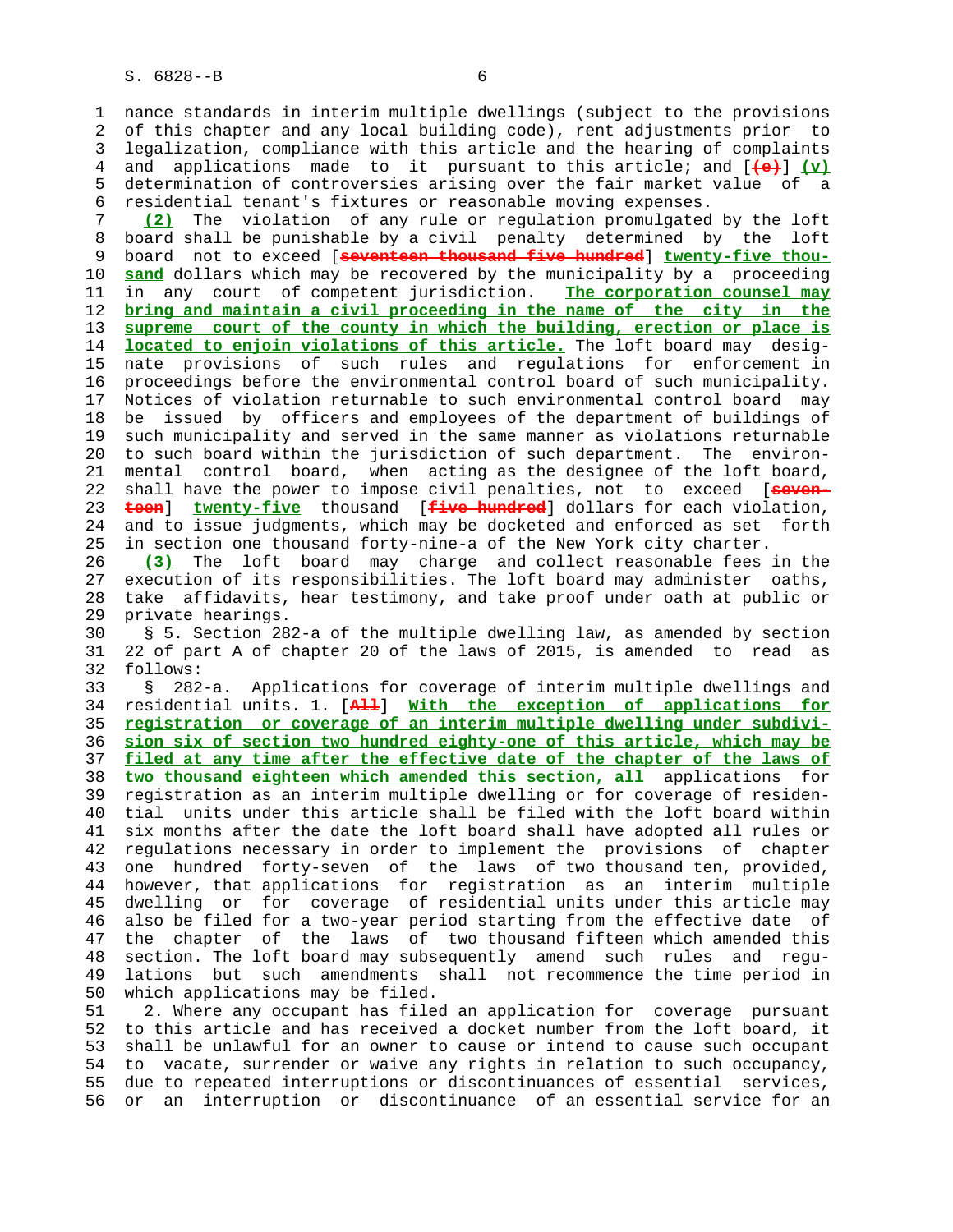nance standards in interim multiple dwellings (subject to the provisions of this chapter and any local building code), rent adjustments prior to legalization, compliance with this article and the hearing of complaints and applications made to it pursuant to this article; and [~~(e)~~] **(v)** determination of controversies arising over the fair market value of a residential tenant's fixtures or reasonable moving expenses.

**(2)** The violation of any rule or regulation promulgated by the loft board shall be punishable by a civil penalty determined by the loft board not to exceed [~~seventeen thousand five hundred~~] **twenty-five thousand** dollars which may be recovered by the municipality by a proceeding in any court of competent jurisdiction. **The corporation counsel may bring and maintain a civil proceeding in the name of the city in the supreme court of the county in which the building, erection or place is located to enjoin violations of this article.** The loft board may designate provisions of such rules and regulations for enforcement in proceedings before the environmental control board of such municipality. Notices of violation returnable to such environmental control board may be issued by officers and employees of the department of buildings of such municipality and served in the same manner as violations returnable to such board within the jurisdiction of such department. The environmental control board, when acting as the designee of the loft board, shall have the power to impose civil penalties, not to exceed [~~seventeen~~] **twenty-five** thousand [~~five hundred~~] dollars for each violation, and to issue judgments, which may be docketed and enforced as set forth in section one thousand forty-nine-a of the New York city charter.

**(3)** The loft board may charge and collect reasonable fees in the execution of its responsibilities. The loft board may administer oaths, take affidavits, hear testimony, and take proof under oath at public or private hearings.

§ 5. Section 282-a of the multiple dwelling law, as amended by section 22 of part A of chapter 20 of the laws of 2015, is amended to read as follows:

§ 282-a. Applications for coverage of interim multiple dwellings and residential units. 1. [~~All~~] **With the exception of applications for registration or coverage of an interim multiple dwelling under subdivision six of section two hundred eighty-one of this article, which may be filed at any time after the effective date of the chapter of the laws of two thousand eighteen which amended this section, all** applications for registration as an interim multiple dwelling or for coverage of residential units under this article shall be filed with the loft board within six months after the date the loft board shall have adopted all rules or regulations necessary in order to implement the provisions of chapter one hundred forty-seven of the laws of two thousand ten, provided, however, that applications for registration as an interim multiple dwelling or for coverage of residential units under this article may also be filed for a two-year period starting from the effective date of the chapter of the laws of two thousand fifteen which amended this section. The loft board may subsequently amend such rules and regulations but such amendments shall not recommence the time period in which applications may be filed.

2. Where any occupant has filed an application for coverage pursuant to this article and has received a docket number from the loft board, it shall be unlawful for an owner to cause or intend to cause such occupant to vacate, surrender or waive any rights in relation to such occupancy, due to repeated interruptions or discontinuances of essential services, or an interruption or discontinuance of an essential service for an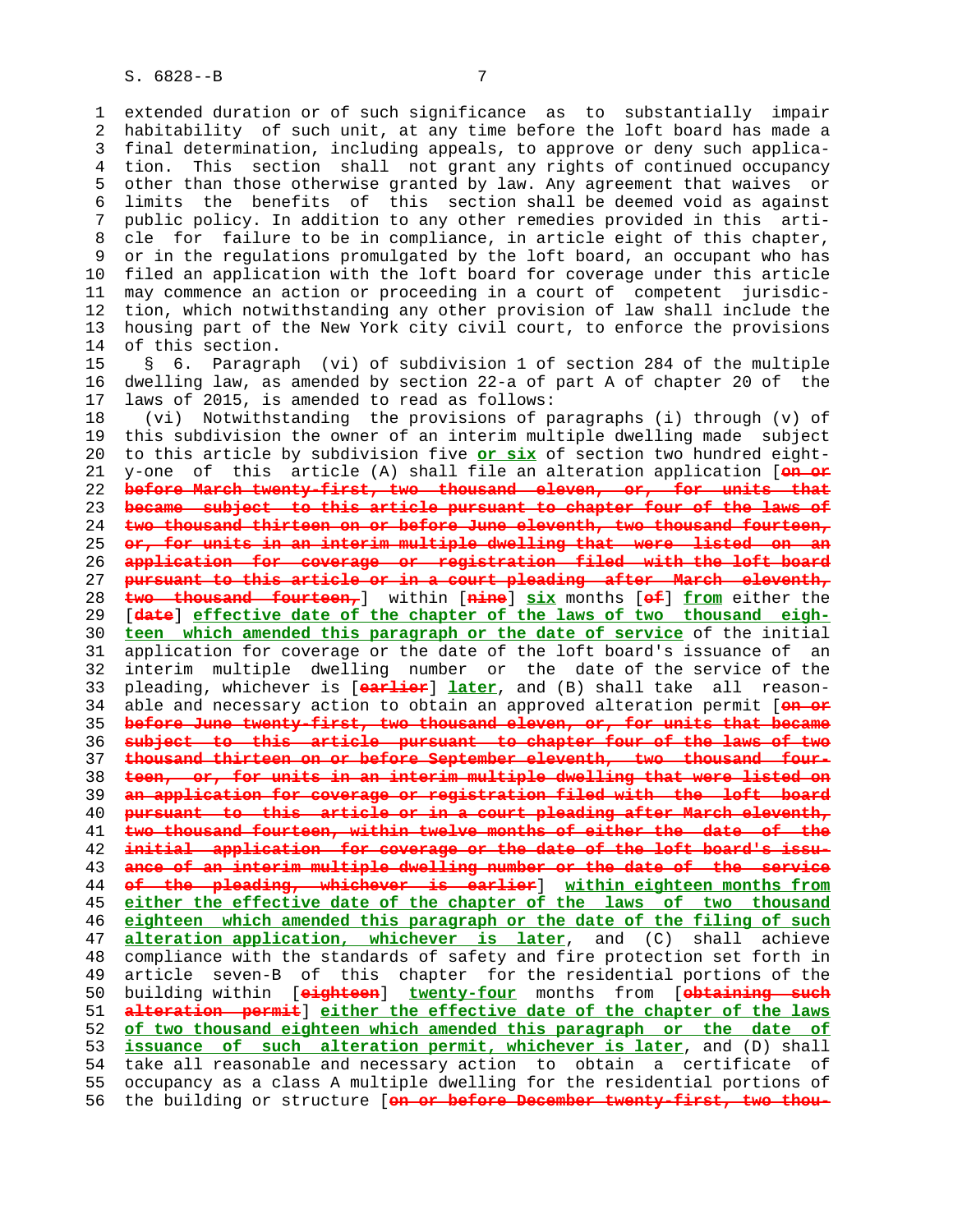extended duration or of such significance as to substantially impair habitability of such unit, at any time before the loft board has made a final determination, including appeals, to approve or deny such application. This section shall not grant any rights of continued occupancy other than those otherwise granted by law. Any agreement that waives or limits the benefits of this section shall be deemed void as against public policy. In addition to any other remedies provided in this article for failure to be in compliance, in article eight of this chapter, or in the regulations promulgated by the loft board, an occupant who has filed an application with the loft board for coverage under this article may commence an action or proceeding in a court of competent jurisdiction, which notwithstanding any other provision of law shall include the housing part of the New York city civil court, to enforce the provisions of this section.

§ 6. Paragraph (vi) of subdivision 1 of section 284 of the multiple dwelling law, as amended by section 22-a of part A of chapter 20 of the laws of 2015, is amended to read as follows:

(vi) Notwithstanding the provisions of paragraphs (i) through (v) of this subdivision the owner of an interim multiple dwelling made subject to this article by subdivision five **or six** of section two hundred eighty-one of this article (A) shall file an alteration application [~~on or before March twenty-first, two thousand eleven, or, for units that became subject to this article pursuant to chapter four of the laws of two thousand thirteen on or before June eleventh, two thousand fourteen, or, for units in an interim multiple dwelling that were listed on an application for coverage or registration filed with the loft board pursuant to this article or in a court pleading after March eleventh, two thousand fourteen,~~] within [~~nine~~] **six** months [~~of~~] **from** either the [~~date~~] **effective date of the chapter of the laws of two thousand eighteen which amended this paragraph or the date of service** of the initial application for coverage or the date of the loft board's issuance of an interim multiple dwelling number or the date of the service of the pleading, whichever is [~~earlier~~] **later**, and (B) shall take all reasonable and necessary action to obtain an approved alteration permit [~~on or before June twenty-first, two thousand eleven, or, for units that became subject to this article pursuant to chapter four of the laws of two thousand thirteen on or before September eleventh, two thousand fourteen, or, for units in an interim multiple dwelling that were listed on an application for coverage or registration filed with the loft board pursuant to this article or in a court pleading after March eleventh, two thousand fourteen, within twelve months of either the date of the initial application for coverage or the date of the loft board's issuance of an interim multiple dwelling number or the date of the service of the pleading, whichever is earlier~~] **within eighteen months from either the effective date of the chapter of the laws of two thousand eighteen which amended this paragraph or the date of the filing of such alteration application, whichever is later**, and (C) shall achieve compliance with the standards of safety and fire protection set forth in article seven-B of this chapter for the residential portions of the building within [~~eighteen~~] **twenty-four** months from [~~obtaining such alteration permit~~] **either the effective date of the chapter of the laws of two thousand eighteen which amended this paragraph or the date of issuance of such alteration permit, whichever is later**, and (D) shall take all reasonable and necessary action to obtain a certificate of occupancy as a class A multiple dwelling for the residential portions of the building or structure [~~on or before December twenty-first, two thou-~~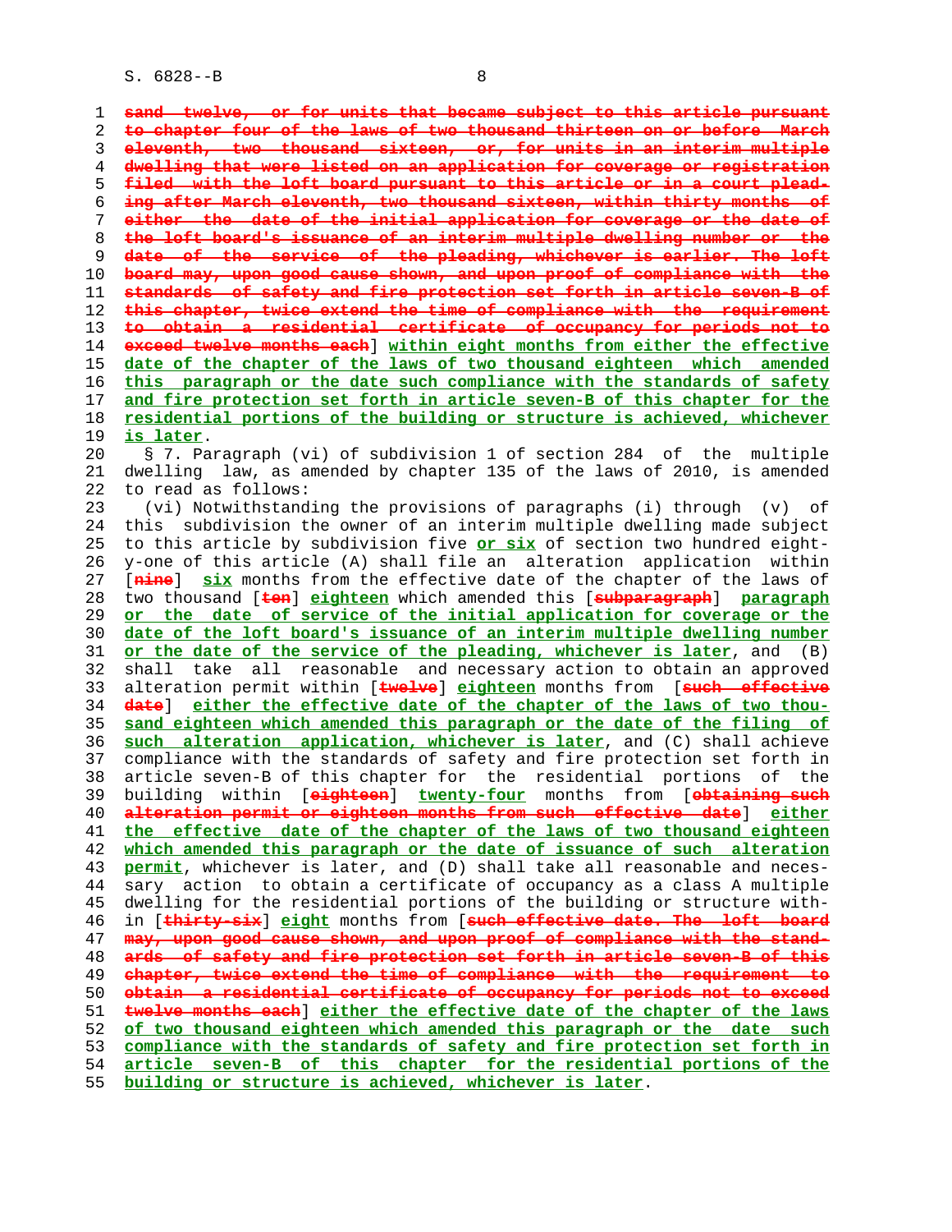~~sand twelve, or for units that became subject to this article pursuant to chapter four of the laws of two thousand thirteen on or before March eleventh, two thousand sixteen, or, for units in an interim multiple dwelling that were listed on an application for coverage or registration filed with the loft board pursuant to this article or in a court pleading after March eleventh, two thousand sixteen, within thirty months of either the date of the initial application for coverage or the date of the loft board's issuance of an interim multiple dwelling number or the date of the service of the pleading, whichever is earlier. The loft board may, upon good cause shown, and upon proof of compliance with the standards of safety and fire protection set forth in article seven-B of this chapter, twice extend the time of compliance with the requirement to obtain a residential certificate of occupancy for periods not to exceed twelve months each~~] **within eight months from either the effective date of the chapter of the laws of two thousand eighteen which amended this paragraph or the date such compliance with the standards of safety and fire protection set forth in article seven-B of this chapter for the residential portions of the building or structure is achieved, whichever is later**.

§ 7. Paragraph (vi) of subdivision 1 of section 284 of the multiple dwelling law, as amended by chapter 135 of the laws of 2010, is amended to read as follows:

(vi) Notwithstanding the provisions of paragraphs (i) through (v) of this subdivision the owner of an interim multiple dwelling made subject to this article by subdivision five **or six** of section two hundred eighty-one of this article (A) shall file an alteration application within [~~nine~~] **six** months from the effective date of the chapter of the laws of two thousand [~~ten~~] **eighteen** which amended this [~~subparagraph~~] **paragraph or the date of service of the initial application for coverage or the date of the loft board's issuance of an interim multiple dwelling number or the date of the service of the pleading, whichever is later**, and (B) shall take all reasonable and necessary action to obtain an approved alteration permit within [~~twelve~~] **eighteen** months from [~~such effective date~~] **either the effective date of the chapter of the laws of two thousand eighteen which amended this paragraph or the date of the filing of such alteration application, whichever is later**, and (C) shall achieve compliance with the standards of safety and fire protection set forth in article seven-B of this chapter for the residential portions of the building within [~~eighteen~~] **twenty-four** months from [~~obtaining such alteration permit or eighteen months from such effective date~~] **either the effective date of the chapter of the laws of two thousand eighteen which amended this paragraph or the date of issuance of such alteration permit**, whichever is later, and (D) shall take all reasonable and necessary action to obtain a certificate of occupancy as a class A multiple dwelling for the residential portions of the building or structure within [~~thirty-six~~] **eight** months from [~~such effective date. The loft board may, upon good cause shown, and upon proof of compliance with the standards of safety and fire protection set forth in article seven-B of this chapter, twice extend the time of compliance with the requirement to obtain a residential certificate of occupancy for periods not to exceed twelve months each~~] **either the effective date of the chapter of the laws of two thousand eighteen which amended this paragraph or the date such compliance with the standards of safety and fire protection set forth in article seven-B of this chapter for the residential portions of the building or structure is achieved, whichever is later**.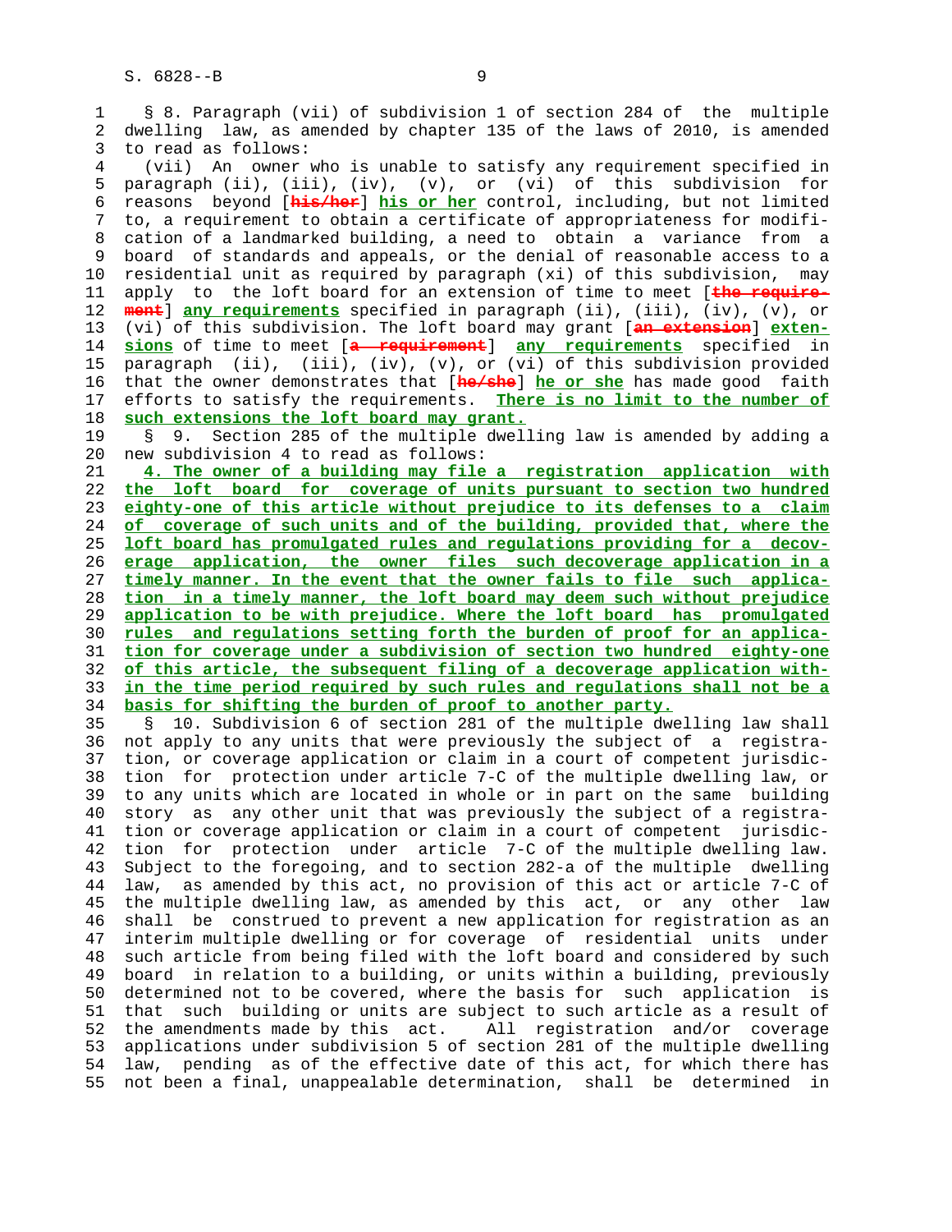§ 8. Paragraph (vii) of subdivision 1 of section 284 of the multiple dwelling law, as amended by chapter 135 of the laws of 2010, is amended to read as follows:

(vii) An owner who is unable to satisfy any requirement specified in paragraph (ii), (iii), (iv), (v), or (vi) of this subdivision for reasons beyond [~~his/her~~] **his or her** control, including, but not limited to, a requirement to obtain a certificate of appropriateness for modification of a landmarked building, a need to obtain a variance from a board of standards and appeals, or the denial of reasonable access to a residential unit as required by paragraph (xi) of this subdivision, may apply to the loft board for an extension of time to meet [~~the requirement~~] **any requirements** specified in paragraph (ii), (iii), (iv), (v), or (vi) of this subdivision. The loft board may grant [~~an extension~~] **extensions** of time to meet [~~a requirement~~] **any requirements** specified in paragraph (ii), (iii), (iv), (v), or (vi) of this subdivision provided that the owner demonstrates that [~~he/she~~] **he or she** has made good faith efforts to satisfy the requirements. **There is no limit to the number of such extensions the loft board may grant.**

§ 9. Section 285 of the multiple dwelling law is amended by adding a new subdivision 4 to read as follows:

**4. The owner of a building may file a registration application with the loft board for coverage of units pursuant to section two hundred eighty-one of this article without prejudice to its defenses to a claim of coverage of such units and of the building, provided that, where the loft board has promulgated rules and regulations providing for a decoverage application, the owner files such decoverage application in a timely manner. In the event that the owner fails to file such application in a timely manner, the loft board may deem such without prejudice application to be with prejudice. Where the loft board has promulgated rules and regulations setting forth the burden of proof for an application for coverage under a subdivision of section two hundred eighty-one of this article, the subsequent filing of a decoverage application within the time period required by such rules and regulations shall not be a basis for shifting the burden of proof to another party.**

§ 10. Subdivision 6 of section 281 of the multiple dwelling law shall not apply to any units that were previously the subject of a registration, or coverage application or claim in a court of competent jurisdiction for protection under article 7-C of the multiple dwelling law, or to any units which are located in whole or in part on the same building story as any other unit that was previously the subject of a registration or coverage application or claim in a court of competent jurisdiction for protection under article 7-C of the multiple dwelling law. Subject to the foregoing, and to section 282-a of the multiple dwelling law, as amended by this act, no provision of this act or article 7-C of the multiple dwelling law, as amended by this act, or any other law shall be construed to prevent a new application for registration as an interim multiple dwelling or for coverage of residential units under such article from being filed with the loft board and considered by such board in relation to a building, or units within a building, previously determined not to be covered, where the basis for such application is that such building or units are subject to such article as a result of the amendments made by this act. All registration and/or coverage applications under subdivision 5 of section 281 of the multiple dwelling law, pending as of the effective date of this act, for which there has not been a final, unappealable determination, shall be determined in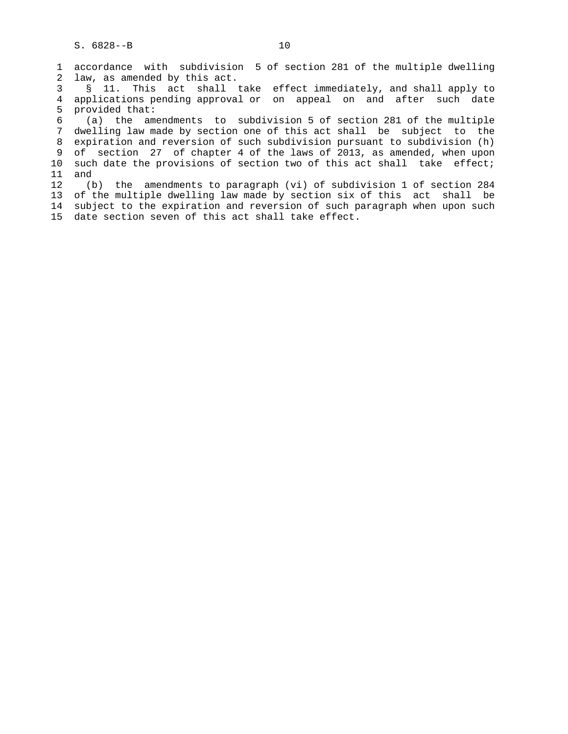accordance with subdivision 5 of section 281 of the multiple dwelling law, as amended by this act.

§ 11. This act shall take effect immediately, and shall apply to applications pending approval or on appeal on and after such date provided that:

(a) the amendments to subdivision 5 of section 281 of the multiple dwelling law made by section one of this act shall be subject to the expiration and reversion of such subdivision pursuant to subdivision (h) of section 27 of chapter 4 of the laws of 2013, as amended, when upon such date the provisions of section two of this act shall take effect; and

(b) the amendments to paragraph (vi) of subdivision 1 of section 284 of the multiple dwelling law made by section six of this act shall be subject to the expiration and reversion of such paragraph when upon such date section seven of this act shall take effect.